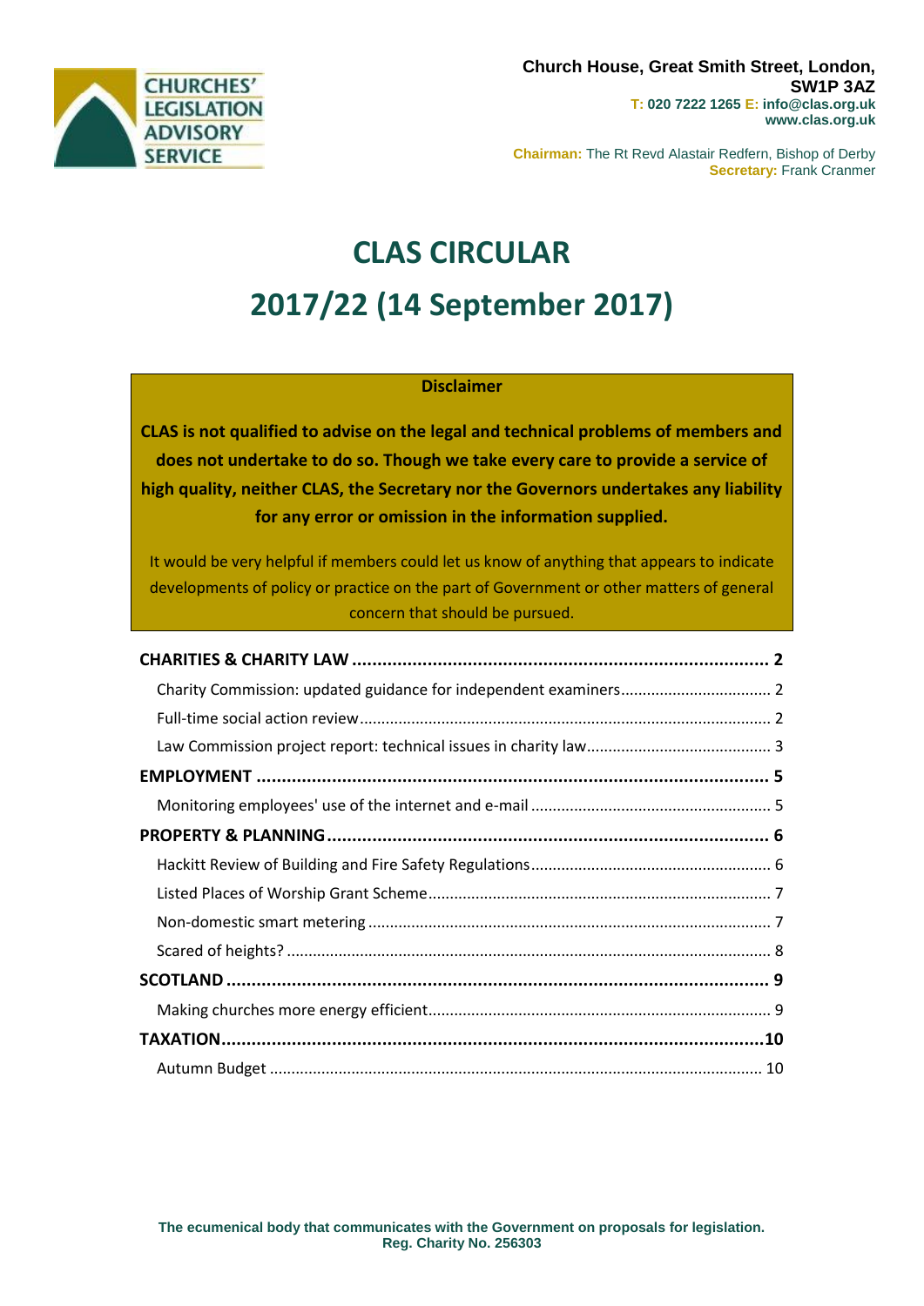CHURCHES' LEGISLATION ADVISORY SERVICE

**Church House, Great Smith Street, London, SW1P 3AZ**
**T: 020 7222 1265 E: info@clas.org.uk**
**www.clas.org.uk**

**Chairman:** The Rt Revd Alastair Redfern, Bishop of Derby
**Secretary:** Frank Cranmer

# CLAS CIRCULAR

# 2017/22 (14 September 2017)

**Disclaimer**

**CLAS is not qualified to advise on the legal and technical problems of members and does not undertake to do so. Though we take every care to provide a service of high quality, neither CLAS, the Secretary nor the Governors undertakes any liability for any error or omission in the information supplied.**

It would be very helpful if members could let us know of anything that appears to indicate developments of policy or practice on the part of Government or other matters of general concern that should be pursued.

**CHARITIES & CHARITY LAW** .......... **2**
- Charity Commission: updated guidance for independent examiners .......... 2
- Full-time social action review .......... 2
- Law Commission project report: technical issues in charity law .......... 3

**EMPLOYMENT** .......... **5**
- Monitoring employees' use of the internet and e-mail .......... 5

**PROPERTY & PLANNING** .......... **6**
- Hackitt Review of Building and Fire Safety Regulations .......... 6
- Listed Places of Worship Grant Scheme .......... 7
- Non-domestic smart metering .......... 7
- Scared of heights? .......... 8

**SCOTLAND** .......... **9**
- Making churches more energy efficient .......... 9

**TAXATION** .......... **10**
- Autumn Budget .......... 10

**The ecumenical body that communicates with the Government on proposals for legislation.**
**Reg. Charity No. 256303**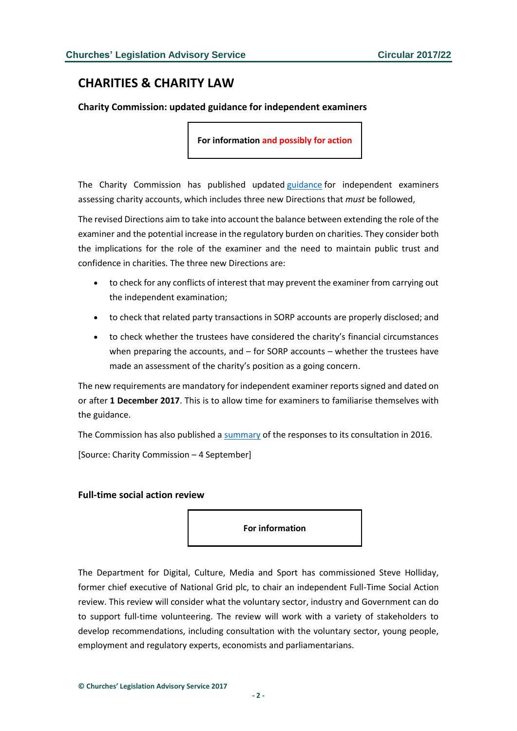# CHARITIES & CHARITY LAW

### Charity Commission: updated guidance for independent examiners

**For information and possibly for action**

The Charity Commission has published updated guidance for independent examiners assessing charity accounts, which includes three new Directions that *must* be followed,

The revised Directions aim to take into account the balance between extending the role of the examiner and the potential increase in the regulatory burden on charities. They consider both the implications for the role of the examiner and the need to maintain public trust and confidence in charities. The three new Directions are:

- to check for any conflicts of interest that may prevent the examiner from carrying out the independent examination;
- to check that related party transactions in SORP accounts are properly disclosed; and
- to check whether the trustees have considered the charity's financial circumstances when preparing the accounts, and – for SORP accounts – whether the trustees have made an assessment of the charity's position as a going concern.

The new requirements are mandatory for independent examiner reports signed and dated on or after **1 December 2017**. This is to allow time for examiners to familiarise themselves with the guidance.

The Commission has also published a summary of the responses to its consultation in 2016.

[Source: Charity Commission – 4 September]

### Full-time social action review

**For information**

The Department for Digital, Culture, Media and Sport has commissioned Steve Holliday, former chief executive of National Grid plc, to chair an independent Full-Time Social Action review. This review will consider what the voluntary sector, industry and Government can do to support full-time volunteering. The review will work with a variety of stakeholders to develop recommendations, including consultation with the voluntary sector, young people, employment and regulatory experts, economists and parliamentarians.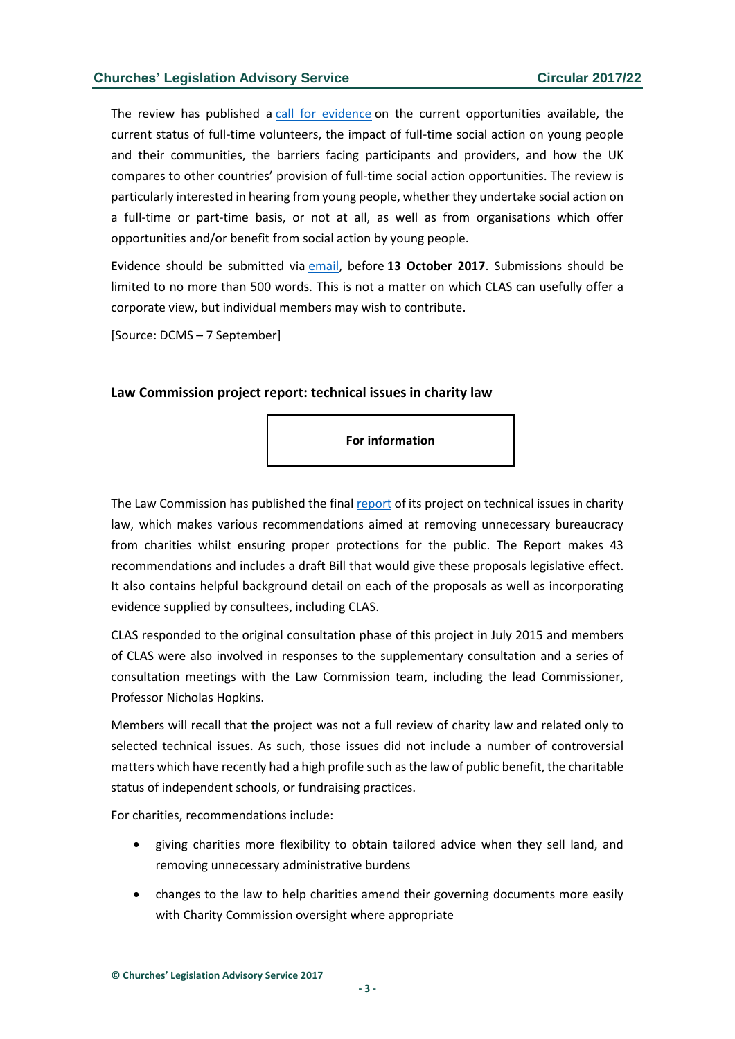The review has published a call for evidence on the current opportunities available, the current status of full-time volunteers, the impact of full-time social action on young people and their communities, the barriers facing participants and providers, and how the UK compares to other countries' provision of full-time social action opportunities. The review is particularly interested in hearing from young people, whether they undertake social action on a full-time or part-time basis, or not at all, as well as from organisations which offer opportunities and/or benefit from social action by young people.

Evidence should be submitted via email, before **13 October 2017**. Submissions should be limited to no more than 500 words. This is not a matter on which CLAS can usefully offer a corporate view, but individual members may wish to contribute.

[Source: DCMS – 7 September]

### Law Commission project report: technical issues in charity law

**For information**

The Law Commission has published the final report of its project on technical issues in charity law, which makes various recommendations aimed at removing unnecessary bureaucracy from charities whilst ensuring proper protections for the public. The Report makes 43 recommendations and includes a draft Bill that would give these proposals legislative effect. It also contains helpful background detail on each of the proposals as well as incorporating evidence supplied by consultees, including CLAS.

CLAS responded to the original consultation phase of this project in July 2015 and members of CLAS were also involved in responses to the supplementary consultation and a series of consultation meetings with the Law Commission team, including the lead Commissioner, Professor Nicholas Hopkins.

Members will recall that the project was not a full review of charity law and related only to selected technical issues. As such, those issues did not include a number of controversial matters which have recently had a high profile such as the law of public benefit, the charitable status of independent schools, or fundraising practices.

For charities, recommendations include:

- giving charities more flexibility to obtain tailored advice when they sell land, and removing unnecessary administrative burdens
- changes to the law to help charities amend their governing documents more easily with Charity Commission oversight where appropriate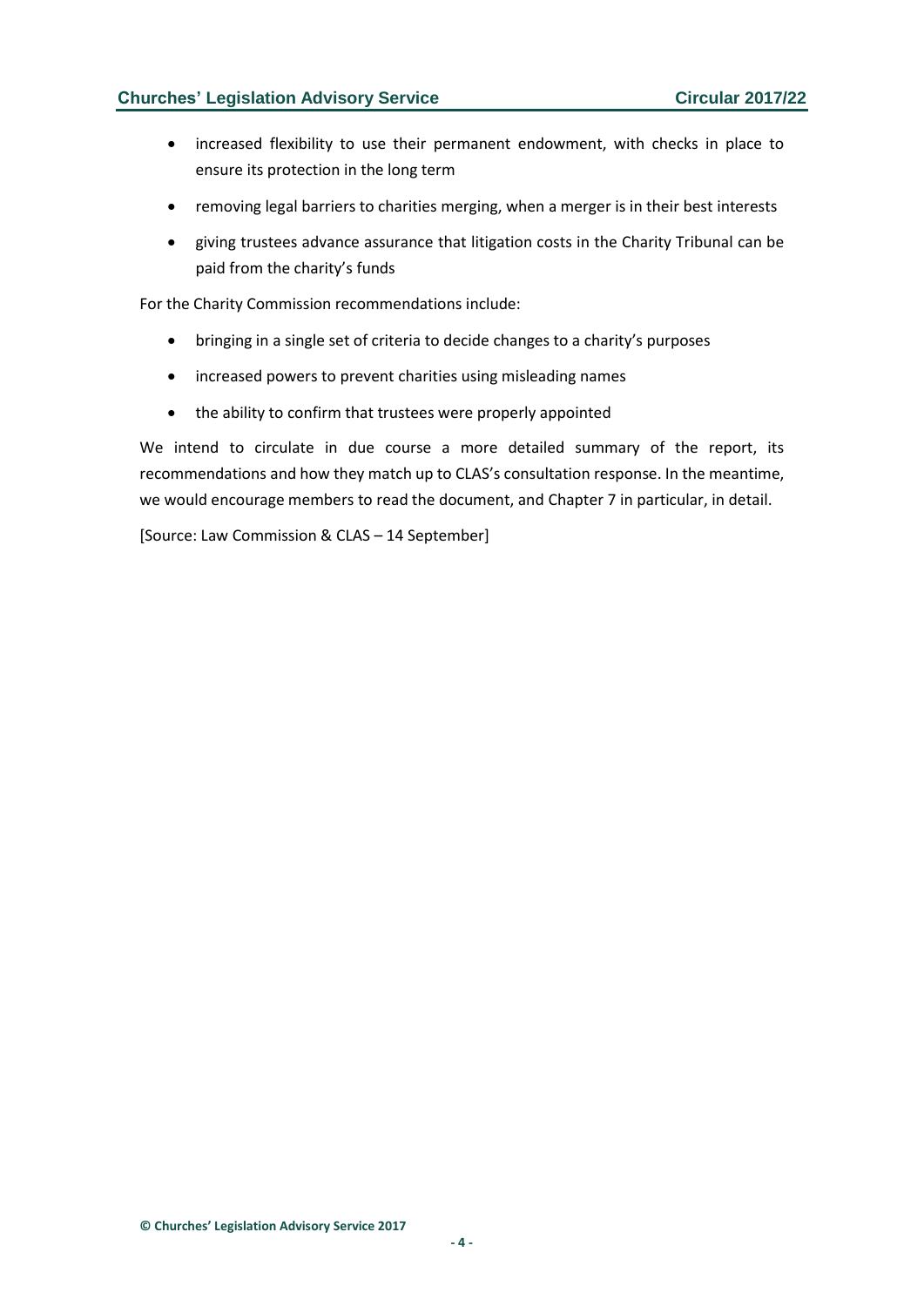- increased flexibility to use their permanent endowment, with checks in place to ensure its protection in the long term
- removing legal barriers to charities merging, when a merger is in their best interests
- giving trustees advance assurance that litigation costs in the Charity Tribunal can be paid from the charity's funds

For the Charity Commission recommendations include:

- bringing in a single set of criteria to decide changes to a charity's purposes
- increased powers to prevent charities using misleading names
- the ability to confirm that trustees were properly appointed

We intend to circulate in due course a more detailed summary of the report, its recommendations and how they match up to CLAS's consultation response. In the meantime, we would encourage members to read the document, and Chapter 7 in particular, in detail.

[Source: Law Commission & CLAS – 14 September]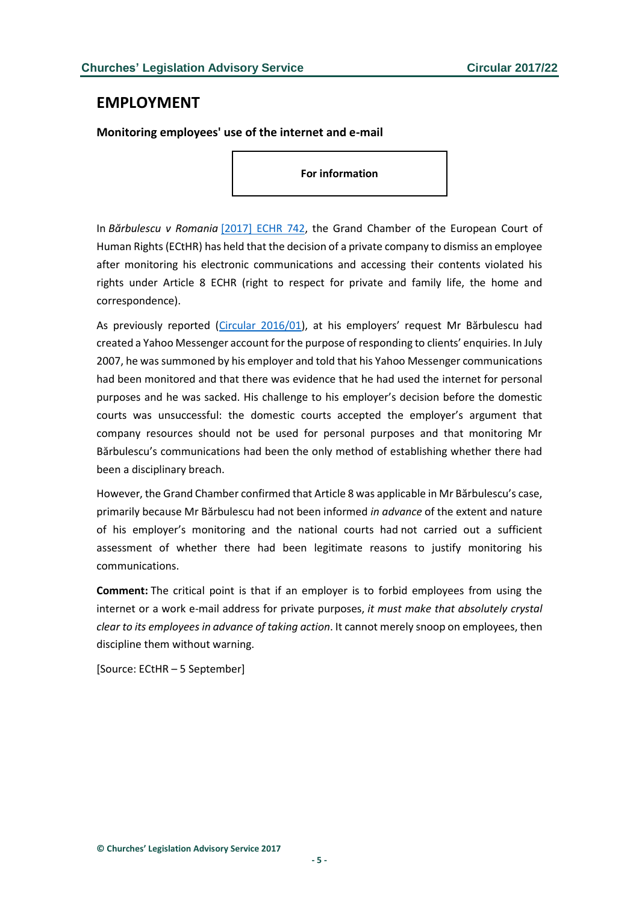## EMPLOYMENT

### Monitoring employees' use of the internet and e-mail

**For information**

In *Bărbulescu v Romania* [2017] ECHR 742, the Grand Chamber of the European Court of Human Rights (ECtHR) has held that the decision of a private company to dismiss an employee after monitoring his electronic communications and accessing their contents violated his rights under Article 8 ECHR (right to respect for private and family life, the home and correspondence).

As previously reported (Circular 2016/01), at his employers' request Mr Bărbulescu had created a Yahoo Messenger account for the purpose of responding to clients' enquiries. In July 2007, he was summoned by his employer and told that his Yahoo Messenger communications had been monitored and that there was evidence that he had used the internet for personal purposes and he was sacked. His challenge to his employer's decision before the domestic courts was unsuccessful: the domestic courts accepted the employer's argument that company resources should not be used for personal purposes and that monitoring Mr Bărbulescu's communications had been the only method of establishing whether there had been a disciplinary breach.

However, the Grand Chamber confirmed that Article 8 was applicable in Mr Bărbulescu's case, primarily because Mr Bărbulescu had not been informed *in advance* of the extent and nature of his employer's monitoring and the national courts had not carried out a sufficient assessment of whether there had been legitimate reasons to justify monitoring his communications.

**Comment:** The critical point is that if an employer is to forbid employees from using the internet or a work e-mail address for private purposes, *it must make that absolutely crystal clear to its employees in advance of taking action*. It cannot merely snoop on employees, then discipline them without warning.

[Source: ECtHR – 5 September]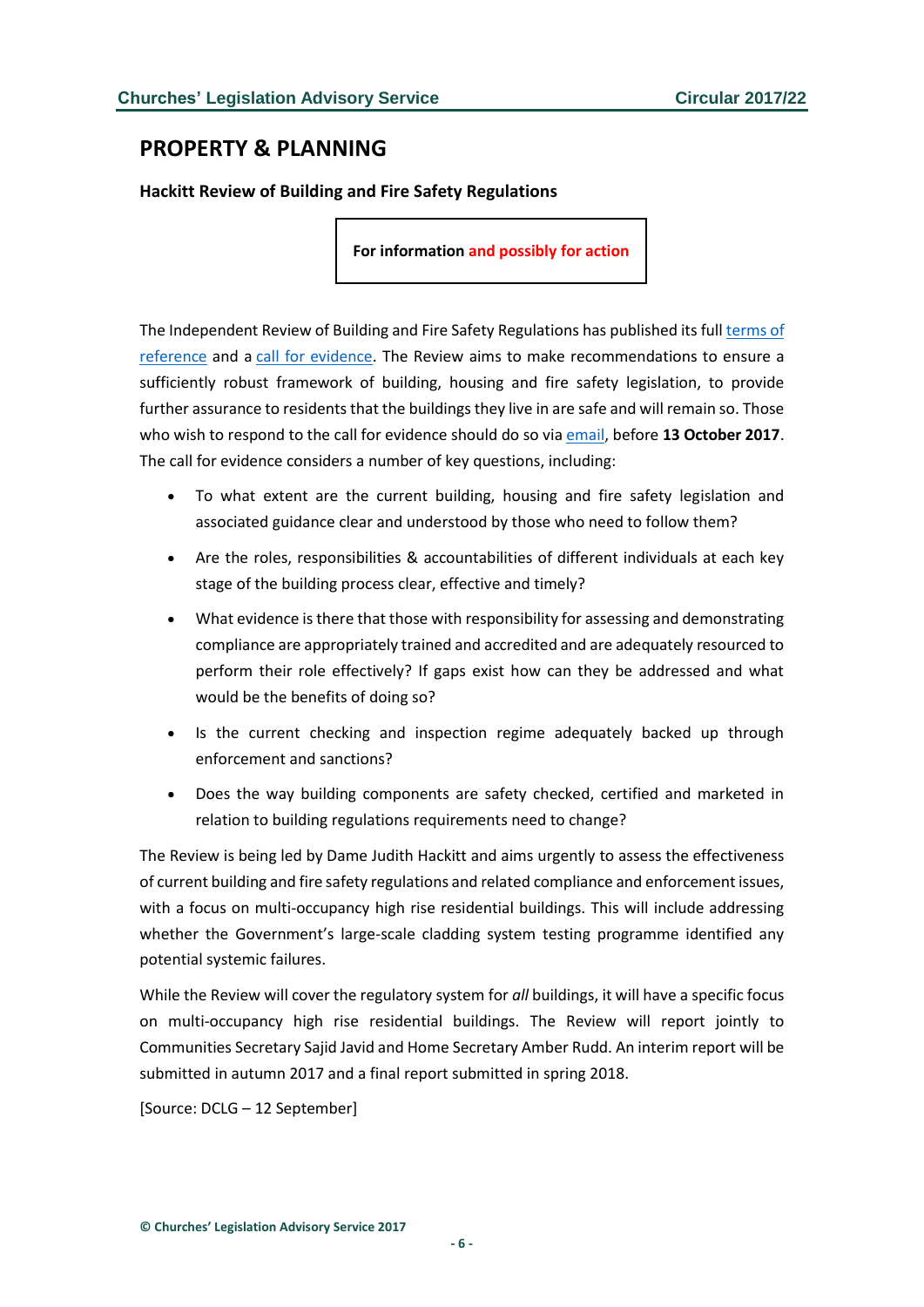# PROPERTY & PLANNING

### Hackitt Review of Building and Fire Safety Regulations

**For information and possibly for action**

The Independent Review of Building and Fire Safety Regulations has published its full terms of reference and a call for evidence. The Review aims to make recommendations to ensure a sufficiently robust framework of building, housing and fire safety legislation, to provide further assurance to residents that the buildings they live in are safe and will remain so. Those who wish to respond to the call for evidence should do so via email, before **13 October 2017**. The call for evidence considers a number of key questions, including:

- To what extent are the current building, housing and fire safety legislation and associated guidance clear and understood by those who need to follow them?
- Are the roles, responsibilities & accountabilities of different individuals at each key stage of the building process clear, effective and timely?
- What evidence is there that those with responsibility for assessing and demonstrating compliance are appropriately trained and accredited and are adequately resourced to perform their role effectively? If gaps exist how can they be addressed and what would be the benefits of doing so?
- Is the current checking and inspection regime adequately backed up through enforcement and sanctions?
- Does the way building components are safety checked, certified and marketed in relation to building regulations requirements need to change?

The Review is being led by Dame Judith Hackitt and aims urgently to assess the effectiveness of current building and fire safety regulations and related compliance and enforcement issues, with a focus on multi-occupancy high rise residential buildings. This will include addressing whether the Government's large-scale cladding system testing programme identified any potential systemic failures.

While the Review will cover the regulatory system for *all* buildings, it will have a specific focus on multi-occupancy high rise residential buildings. The Review will report jointly to Communities Secretary Sajid Javid and Home Secretary Amber Rudd. An interim report will be submitted in autumn 2017 and a final report submitted in spring 2018.

[Source: DCLG – 12 September]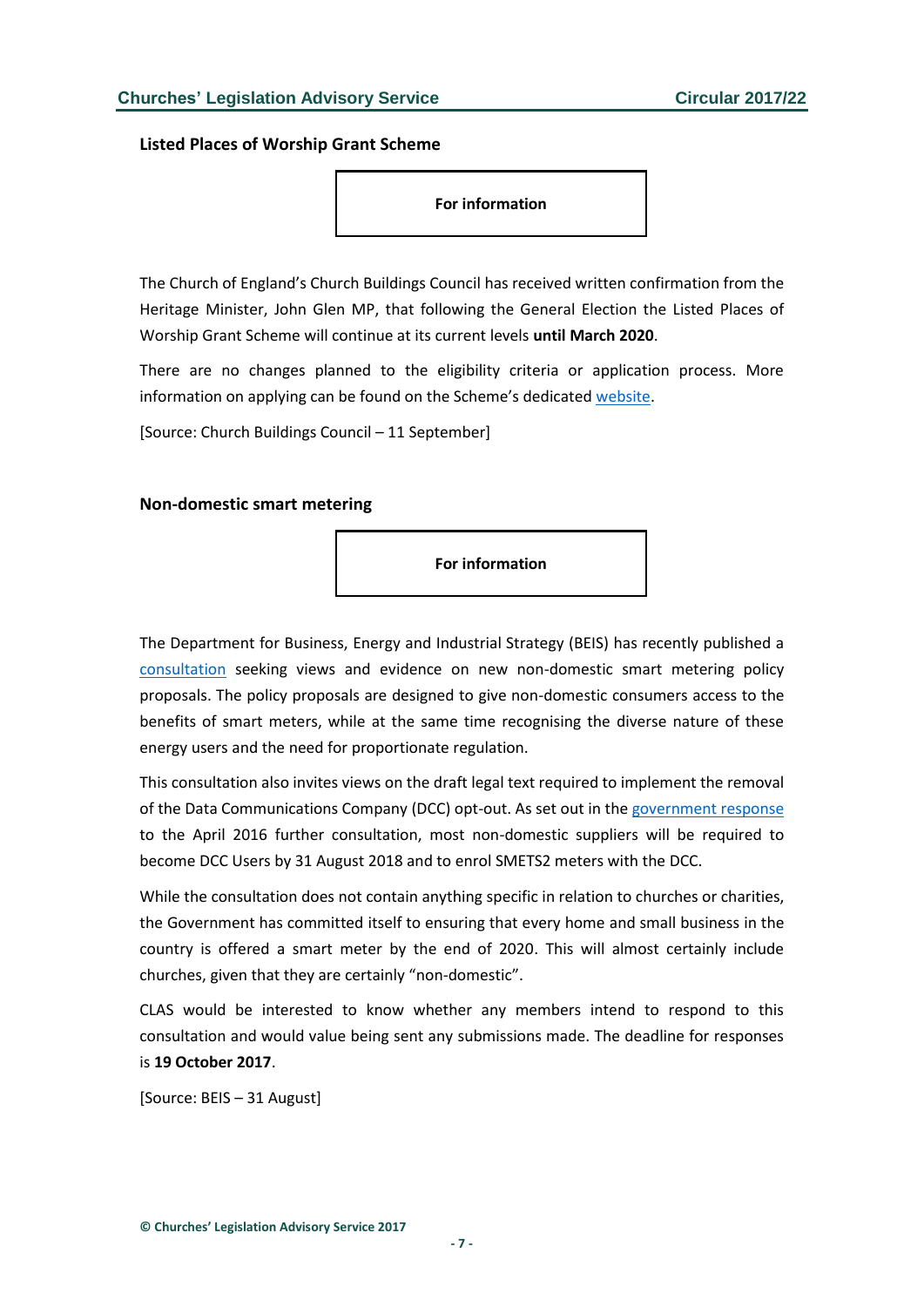### Listed Places of Worship Grant Scheme

**For information**

The Church of England's Church Buildings Council has received written confirmation from the Heritage Minister, John Glen MP, that following the General Election the Listed Places of Worship Grant Scheme will continue at its current levels **until March 2020**.

There are no changes planned to the eligibility criteria or application process. More information on applying can be found on the Scheme's dedicated website.

[Source: Church Buildings Council – 11 September]

### Non-domestic smart metering

**For information**

The Department for Business, Energy and Industrial Strategy (BEIS) has recently published a consultation seeking views and evidence on new non-domestic smart metering policy proposals. The policy proposals are designed to give non-domestic consumers access to the benefits of smart meters, while at the same time recognising the diverse nature of these energy users and the need for proportionate regulation.

This consultation also invites views on the draft legal text required to implement the removal of the Data Communications Company (DCC) opt-out. As set out in the government response to the April 2016 further consultation, most non-domestic suppliers will be required to become DCC Users by 31 August 2018 and to enrol SMETS2 meters with the DCC.

While the consultation does not contain anything specific in relation to churches or charities, the Government has committed itself to ensuring that every home and small business in the country is offered a smart meter by the end of 2020. This will almost certainly include churches, given that they are certainly "non-domestic".

CLAS would be interested to know whether any members intend to respond to this consultation and would value being sent any submissions made. The deadline for responses is **19 October 2017**.

[Source: BEIS – 31 August]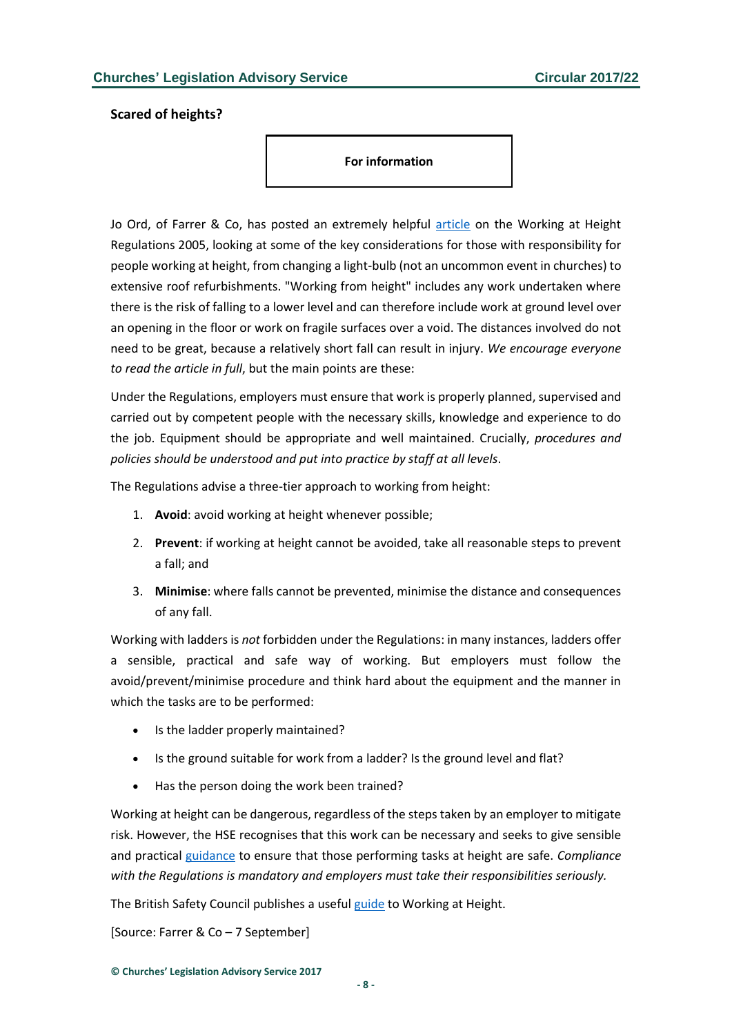## Scared of heights?

**For information**

Jo Ord, of Farrer & Co, has posted an extremely helpful article on the Working at Height Regulations 2005, looking at some of the key considerations for those with responsibility for people working at height, from changing a light-bulb (not an uncommon event in churches) to extensive roof refurbishments. "Working from height" includes any work undertaken where there is the risk of falling to a lower level and can therefore include work at ground level over an opening in the floor or work on fragile surfaces over a void. The distances involved do not need to be great, because a relatively short fall can result in injury. *We encourage everyone to read the article in full*, but the main points are these:

Under the Regulations, employers must ensure that work is properly planned, supervised and carried out by competent people with the necessary skills, knowledge and experience to do the job. Equipment should be appropriate and well maintained. Crucially, *procedures and policies should be understood and put into practice by staff at all levels*.

The Regulations advise a three-tier approach to working from height:

1. **Avoid**: avoid working at height whenever possible;
2. **Prevent**: if working at height cannot be avoided, take all reasonable steps to prevent a fall; and
3. **Minimise**: where falls cannot be prevented, minimise the distance and consequences of any fall.

Working with ladders is *not* forbidden under the Regulations: in many instances, ladders offer a sensible, practical and safe way of working. But employers must follow the avoid/prevent/minimise procedure and think hard about the equipment and the manner in which the tasks are to be performed:

- Is the ladder properly maintained?
- Is the ground suitable for work from a ladder? Is the ground level and flat?
- Has the person doing the work been trained?

Working at height can be dangerous, regardless of the steps taken by an employer to mitigate risk. However, the HSE recognises that this work can be necessary and seeks to give sensible and practical guidance to ensure that those performing tasks at height are safe. *Compliance with the Regulations is mandatory and employers must take their responsibilities seriously.*

The British Safety Council publishes a useful guide to Working at Height.

[Source: Farrer & Co – 7 September]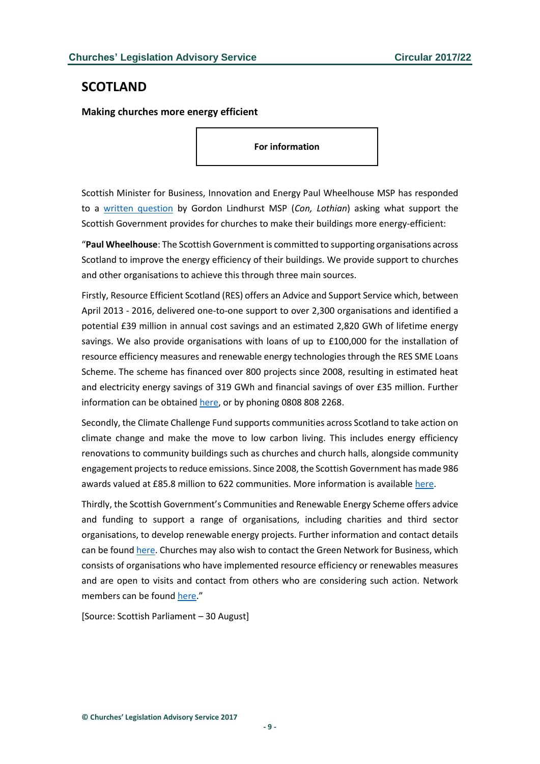## SCOTLAND

### Making churches more energy efficient

**For information**

Scottish Minister for Business, Innovation and Energy Paul Wheelhouse MSP has responded to a written question by Gordon Lindhurst MSP (*Con, Lothian*) asking what support the Scottish Government provides for churches to make their buildings more energy-efficient:

"**Paul Wheelhouse**: The Scottish Government is committed to supporting organisations across Scotland to improve the energy efficiency of their buildings. We provide support to churches and other organisations to achieve this through three main sources.

Firstly, Resource Efficient Scotland (RES) offers an Advice and Support Service which, between April 2013 - 2016, delivered one-to-one support to over 2,300 organisations and identified a potential £39 million in annual cost savings and an estimated 2,820 GWh of lifetime energy savings. We also provide organisations with loans of up to £100,000 for the installation of resource efficiency measures and renewable energy technologies through the RES SME Loans Scheme. The scheme has financed over 800 projects since 2008, resulting in estimated heat and electricity energy savings of 319 GWh and financial savings of over £35 million. Further information can be obtained here, or by phoning 0808 808 2268.

Secondly, the Climate Challenge Fund supports communities across Scotland to take action on climate change and make the move to low carbon living. This includes energy efficiency renovations to community buildings such as churches and church halls, alongside community engagement projects to reduce emissions. Since 2008, the Scottish Government has made 986 awards valued at £85.8 million to 622 communities. More information is available here.

Thirdly, the Scottish Government's Communities and Renewable Energy Scheme offers advice and funding to support a range of organisations, including charities and third sector organisations, to develop renewable energy projects. Further information and contact details can be found here. Churches may also wish to contact the Green Network for Business, which consists of organisations who have implemented resource efficiency or renewables measures and are open to visits and contact from others who are considering such action. Network members can be found here."

[Source: Scottish Parliament – 30 August]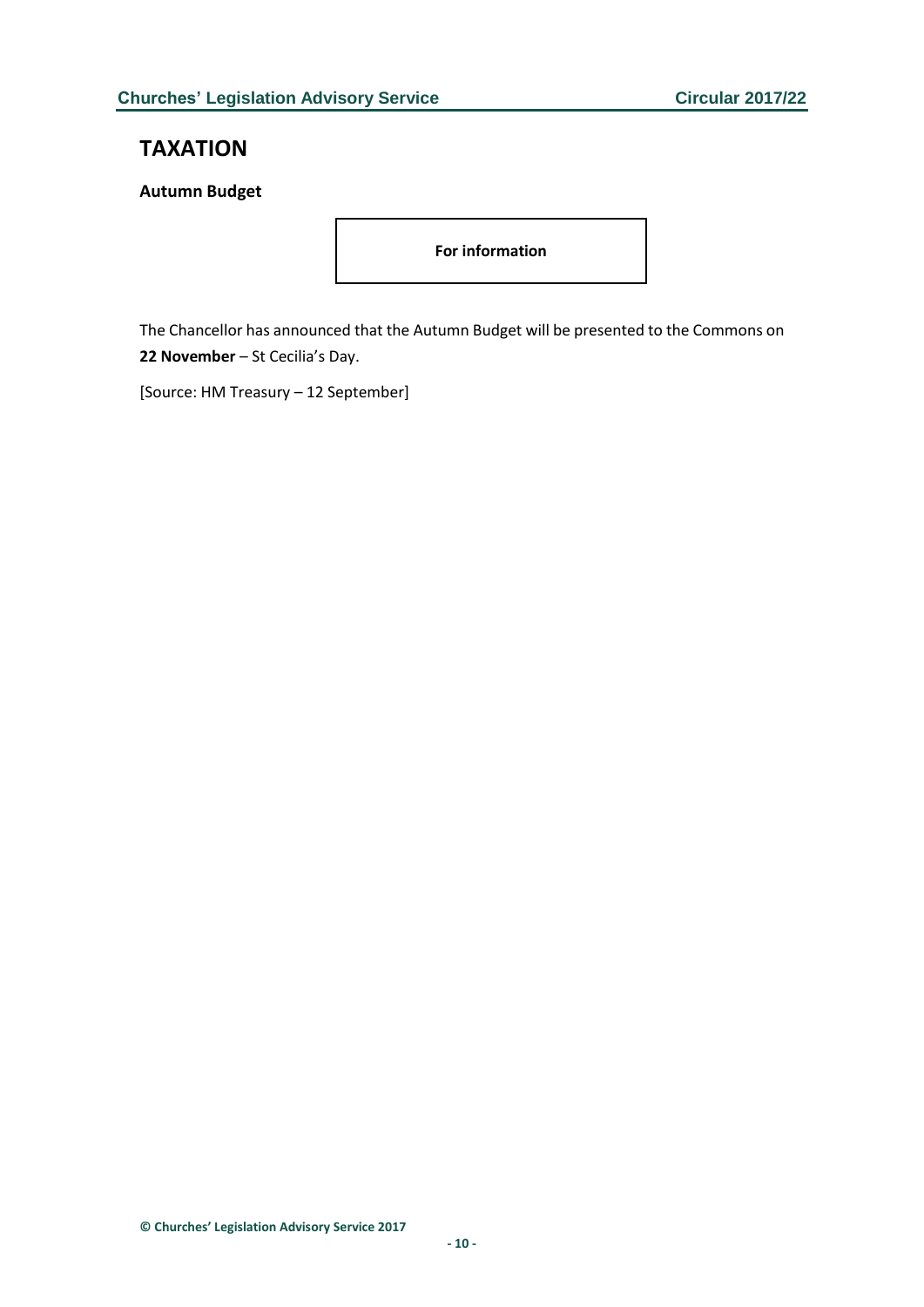# TAXATION

### Autumn Budget

**For information**

The Chancellor has announced that the Autumn Budget will be presented to the Commons on **22 November** – St Cecilia's Day.

[Source: HM Treasury – 12 September]